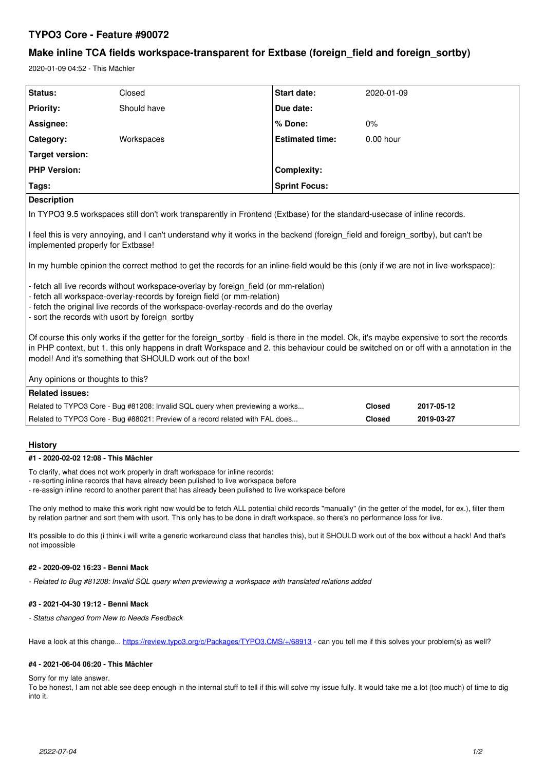# TYPO3 Core - Feature #90072

## Make inline TCA fields workspace-transparent for Extbase (foreign_field and foreign_sortby)

2020-01-09 04:52 - This Mächler

| | | | |
|---|---|---|---|
| **Status:** | Closed | **Start date:** | 2020-01-09 |
| **Priority:** | Should have | **Due date:** | |
| **Assignee:** | | **% Done:** | 0% |
| **Category:** | Workspaces | **Estimated time:** | 0.00 hour |
| **Target version:** | | | |
| **PHP Version:** | | **Complexity:** | |
| **Tags:** | | **Sprint Focus:** | |

**Description**

In TYPO3 9.5 workspaces still don't work transparently in Frontend (Extbase) for the standard-usecase of inline records.

I feel this is very annoying, and I can't understand why it works in the backend (foreign_field and foreign_sortby), but can't be implemented properly for Extbase!

In my humble opinion the correct method to get the records for an inline-field would be this (only if we are not in live-workspace):

- fetch all live records without workspace-overlay by foreign_field (or mm-relation)
- fetch all workspace-overlay-records by foreign field (or mm-relation)
- fetch the original live records of the workspace-overlay-records and do the overlay
- sort the records with usort by foreign_sortby

Of course this only works if the getter for the foreign_sortby - field is there in the model. Ok, it's maybe expensive to sort the records in PHP context, but 1. this only happens in draft Workspace and 2. this behaviour could be switched on or off with a annotation in the model! And it's something that SHOULD work out of the box!

Any opinions or thoughts to this?

**Related issues:**

| | | |
|---|---|---|
| Related to TYPO3 Core - Bug #81208: Invalid SQL query when previewing a works... | **Closed** | **2017-05-12** |
| Related to TYPO3 Core - Bug #88021: Preview of a record related with FAL does... | **Closed** | **2019-03-27** |

## History

### #1 - 2020-02-02 12:08 - This Mächler

To clarify, what does not work properly in draft workspace for inline records:
- re-sorting inline records that have already been pulished to live workspace before
- re-assign inline record to another parent that has already been pulished to live workspace before

The only method to make this work right now would be to fetch ALL potential child records "manually" (in the getter of the model, for ex.), filter them by relation partner and sort them with usort. This only has to be done in draft workspace, so there's no performance loss for live.

It's possible to do this (i think i will write a generic workaround class that handles this), but it SHOULD work out of the box without a hack! And that's not impossible

### #2 - 2020-09-02 16:23 - Benni Mack

*- Related to Bug #81208: Invalid SQL query when previewing a workspace with translated relations added*

### #3 - 2021-04-30 19:12 - Benni Mack

*- Status changed from New to Needs Feedback*

Have a look at this change... https://review.typo3.org/c/Packages/TYPO3.CMS/+/68913 - can you tell me if this solves your problem(s) as well?

### #4 - 2021-06-04 06:20 - This Mächler

Sorry for my late answer.
To be honest, I am not able see deep enough in the internal stuff to tell if this will solve my issue fully. It would take me a lot (too much) of time to dig into it.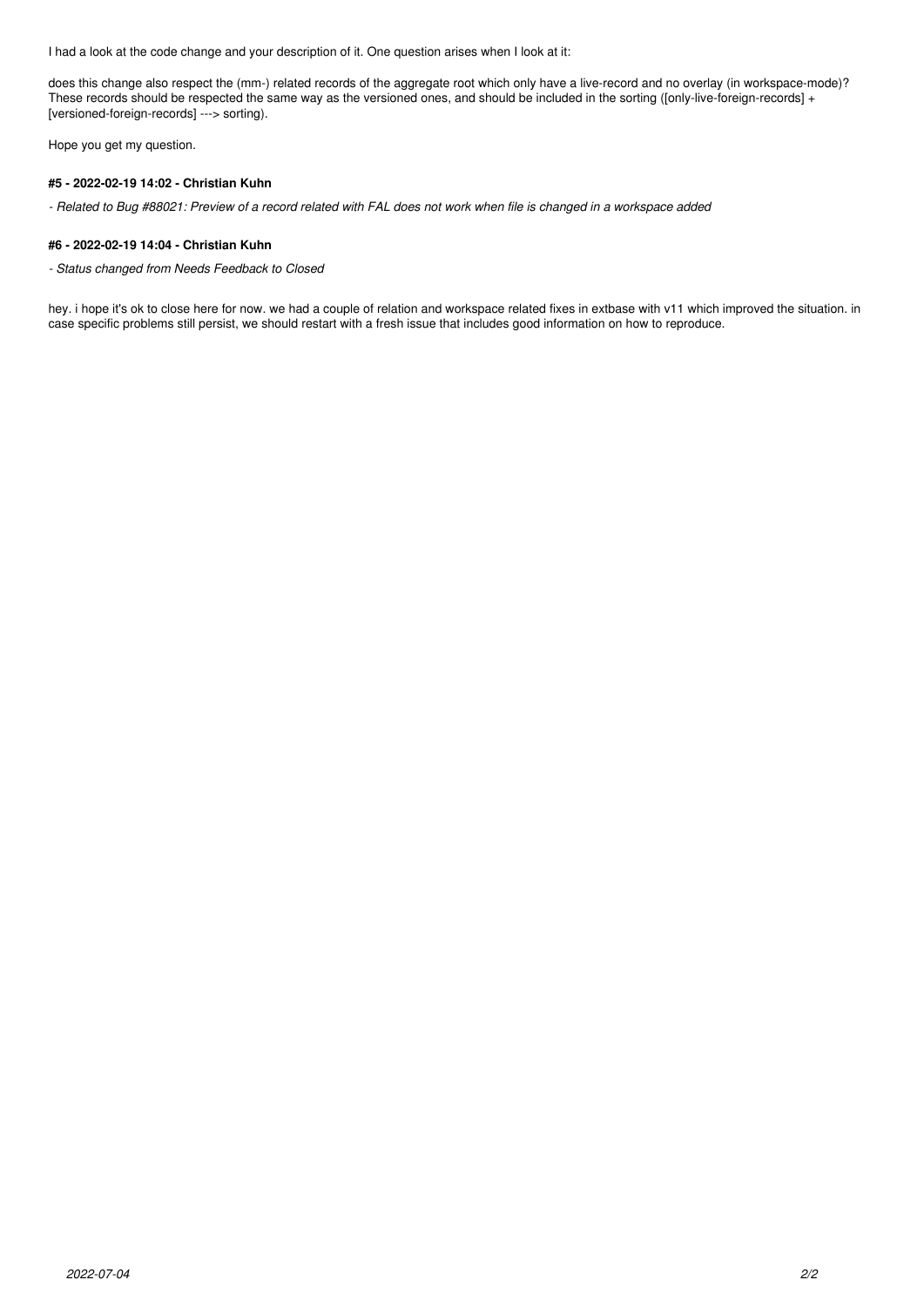I had a look at the code change and your description of it. One question arises when I look at it:

does this change also respect the (mm-) related records of the aggregate root which only have a live-record and no overlay (in workspace-mode)? These records should be respected the same way as the versioned ones, and should be included in the sorting ([only-live-foreign-records] + [versioned-foreign-records] ---> sorting).

Hope you get my question.

#### #5 - 2022-02-19 14:02 - Christian Kuhn

*- Related to Bug #88021: Preview of a record related with FAL does not work when file is changed in a workspace added*

#### #6 - 2022-02-19 14:04 - Christian Kuhn

*- Status changed from Needs Feedback to Closed*

hey. i hope it's ok to close here for now. we had a couple of relation and workspace related fixes in extbase with v11 which improved the situation. in case specific problems still persist, we should restart with a fresh issue that includes good information on how to reproduce.